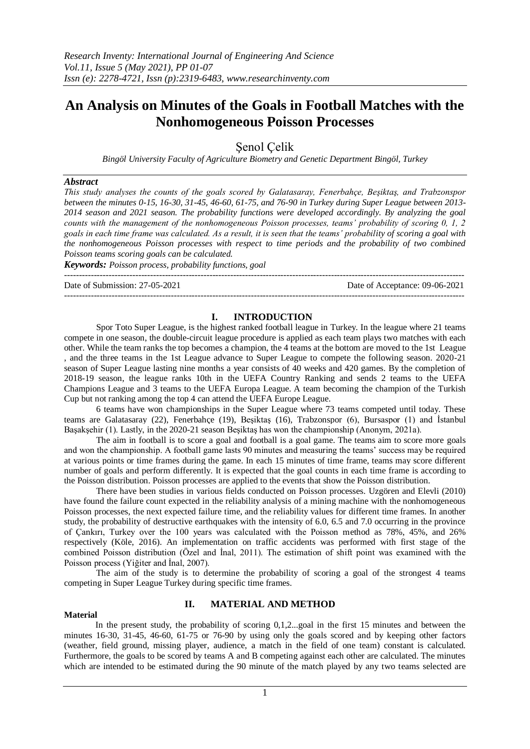# An Analysis on Minutes of the Goals in Football Matches with the Nonhomogeneous Poisson Processes

Şenol Çelik

*Bingöl University Faculty of Agriculture Biometry and Genetic Department Bingöl, Turkey*

### *Abstract*

*This study analyses the counts of the goals scored by Galatasaray, Fenerbahçe, Beşiktaş, and Trabzonspor between the minutes 0-15, 16-30, 31-45, 46-60, 61-75, and 76-90 in Turkey during Super League between 2013-2014 season and 2021 season. The probability functions were developed accordingly. By analyzing the goal counts with the management of the nonhomogeneous Poisson processes, teams' probability of scoring 0, 1, 2 goals in each time frame was calculated. As a result, it is seen that the teams' probability of scoring a goal with the nonhomogeneous Poisson processes with respect to time periods and the probability of two combined Poisson teams scoring goals can be calculated.*

***Keywords:*** *Poisson process, probability functions, goal*

---

Date of Submission: 27-05-2021 Date of Acceptance: 09-06-2021

---

## I. INTRODUCTION

Spor Toto Super League, is the highest ranked football league in Turkey. In the league where 21 teams compete in one season, the double-circuit league procedure is applied as each team plays two matches with each other. While the team ranks the top becomes a champion, the 4 teams at the bottom are moved to the 1st League , and the three teams in the 1st League advance to Super League to compete the following season. 2020-21 season of Super League lasting nine months a year consists of 40 weeks and 420 games. By the completion of 2018-19 season, the league ranks 10th in the UEFA Country Ranking and sends 2 teams to the UEFA Champions League and 3 teams to the UEFA Europa League. A team becoming the champion of the Turkish Cup but not ranking among the top 4 can attend the UEFA Europe League.

6 teams have won championships in the Super League where 73 teams competed until today. These teams are Galatasaray (22), Fenerbahçe (19), Beşiktaş (16), Trabzonspor (6), Bursaspor (1) and İstanbul Başakşehir (1). Lastly, in the 2020-21 season Beşiktaş has won the championship (Anonym, 2021a).

The aim in football is to score a goal and football is a goal game. The teams aim to score more goals and won the championship. A football game lasts 90 minutes and measuring the teams' success may be required at various points or time frames during the game. In each 15 minutes of time frame, teams may score different number of goals and perform differently. It is expected that the goal counts in each time frame is according to the Poisson distribution. Poisson processes are applied to the events that show the Poisson distribution.

There have been studies in various fields conducted on Poisson processes. Uzgören and Elevli (2010) have found the failure count expected in the reliability analysis of a mining machine with the nonhomogeneous Poisson processes, the next expected failure time, and the reliability values for different time frames. In another study, the probability of destructive earthquakes with the intensity of 6.0, 6.5 and 7.0 occurring in the province of Çankırı, Turkey over the 100 years was calculated with the Poisson method as 78%, 45%, and 26% respectively (Köle, 2016). An implementation on traffic accidents was performed with first stage of the combined Poisson distribution (Özel and İnal, 2011). The estimation of shift point was examined with the Poisson process (Yiğiter and İnal, 2007).

The aim of the study is to determine the probability of scoring a goal of the strongest 4 teams competing in Super League Turkey during specific time frames.

## II. MATERIAL AND METHOD

### Material

In the present study, the probability of scoring 0,1,2...goal in the first 15 minutes and between the minutes 16-30, 31-45, 46-60, 61-75 or 76-90 by using only the goals scored and by keeping other factors (weather, field ground, missing player, audience, a match in the field of one team) constant is calculated. Furthermore, the goals to be scored by teams A and B competing against each other are calculated. The minutes which are intended to be estimated during the 90 minute of the match played by any two teams selected are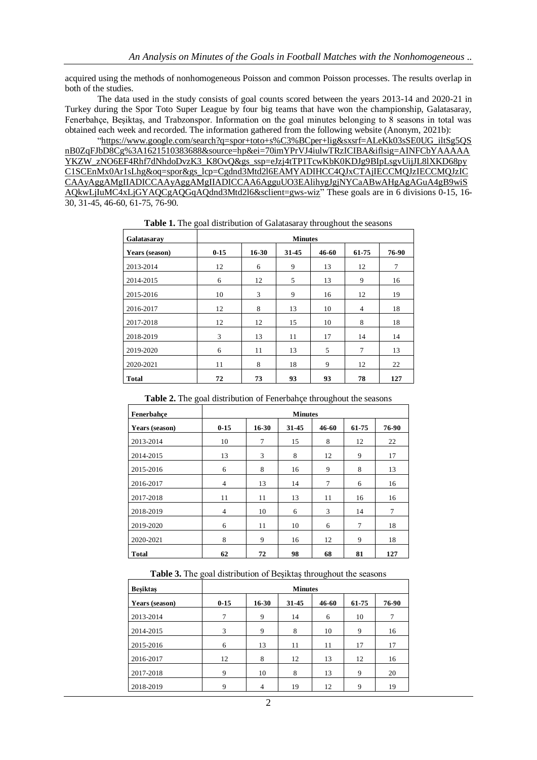acquired using the methods of nonhomogeneous Poisson and common Poisson processes. The results overlap in both of the studies.

The data used in the study consists of goal counts scored between the years 2013-14 and 2020-21 in Turkey during the Spor Toto Super League by four big teams that have won the championship, Galatasaray, Fenerbahçe, Beşiktaş, and Trabzonspor. Information on the goal minutes belonging to 8 seasons in total was obtained each week and recorded. The information gathered from the following website (Anonym, 2021b):

"https://www.google.com/search?q=spor+toto+s%C3%BCper+lig&sxsrf=ALeKk03sSE0UG_iltSg5QSnB0ZqFJbD8Cg%3A1621510383688&source=hp&ei=70imYPrVJ4iulwTRzICIBA&iflsig=AINFCbYAAAAAYKZW_zNO6EF4Rhf7dNhdoDvzK3_K8OvQ&gs_ssp=eJzj4tTP1TcwKbK0KDJg9BIpLsgvUijJL8lXKD68pyC1SCEnMx0Ar1sLhg&oq=spor&gs_lcp=Cgdnd3Mtd2l6EAMYADIHCC4QJxCTAjIECCMQJzIECCMQJzICCAAyAggAMgIIADICCAAyAggAMgIIADICCAA6AgguUO3EAlihygJgjNYCaABwAHgAgAGuA4gB9wiSAQkwLjIuMC4xLjGYAQCgAQGqAQdnd3Mtd2l6&sclient=gws-wiz" These goals are in 6 divisions 0-15, 16-30, 31-45, 46-60, 61-75, 76-90.

**Table 1.** The goal distribution of Galatasaray throughout the seasons

| Galatasaray | Minutes | | | | | |
|---|---|---|---|---|---|---|
| **Years (season)** | **0-15** | **16-30** | **31-45** | **46-60** | **61-75** | **76-90** |
| 2013-2014 | 12 | 6 | 9 | 13 | 12 | 7 |
| 2014-2015 | 6 | 12 | 5 | 13 | 9 | 16 |
| 2015-2016 | 10 | 3 | 9 | 16 | 12 | 19 |
| 2016-2017 | 12 | 8 | 13 | 10 | 4 | 18 |
| 2017-2018 | 12 | 12 | 15 | 10 | 8 | 18 |
| 2018-2019 | 3 | 13 | 11 | 17 | 14 | 14 |
| 2019-2020 | 6 | 11 | 13 | 5 | 7 | 13 |
| 2020-2021 | 11 | 8 | 18 | 9 | 12 | 22 |
| **Total** | **72** | **73** | **93** | **93** | **78** | **127** |

**Table 2.** The goal distribution of Fenerbahçe throughout the seasons

| Fenerbahçe | Minutes | | | | | |
|---|---|---|---|---|---|---|
| **Years (season)** | **0-15** | **16-30** | **31-45** | **46-60** | **61-75** | **76-90** |
| 2013-2014 | 10 | 7 | 15 | 8 | 12 | 22 |
| 2014-2015 | 13 | 3 | 8 | 12 | 9 | 17 |
| 2015-2016 | 6 | 8 | 16 | 9 | 8 | 13 |
| 2016-2017 | 4 | 13 | 14 | 7 | 6 | 16 |
| 2017-2018 | 11 | 11 | 13 | 11 | 16 | 16 |
| 2018-2019 | 4 | 10 | 6 | 3 | 14 | 7 |
| 2019-2020 | 6 | 11 | 10 | 6 | 7 | 18 |
| 2020-2021 | 8 | 9 | 16 | 12 | 9 | 18 |
| **Total** | **62** | **72** | **98** | **68** | **81** | **127** |

**Table 3.** The goal distribution of Beşiktaş throughout the seasons

| Beşiktaş | Minutes | | | | | |
|---|---|---|---|---|---|---|
| **Years (season)** | **0-15** | **16-30** | **31-45** | **46-60** | **61-75** | **76-90** |
| 2013-2014 | 7 | 9 | 14 | 6 | 10 | 7 |
| 2014-2015 | 3 | 9 | 8 | 10 | 9 | 16 |
| 2015-2016 | 6 | 13 | 11 | 11 | 17 | 17 |
| 2016-2017 | 12 | 8 | 12 | 13 | 12 | 16 |
| 2017-2018 | 9 | 10 | 8 | 13 | 9 | 20 |
| 2018-2019 | 9 | 4 | 19 | 12 | 9 | 19 |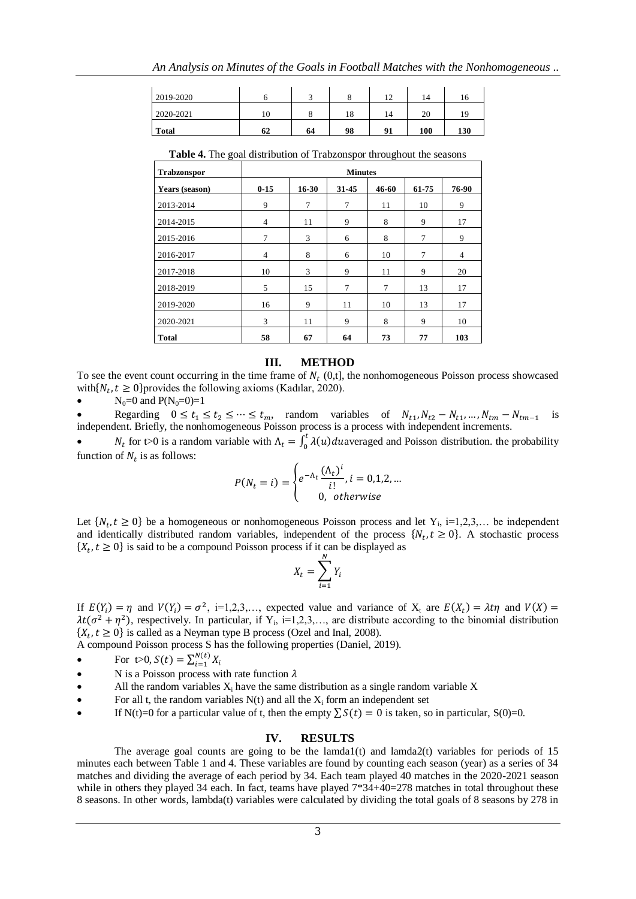| 2019-2020 | 6 | 3 | 8 | 12 | 14 | 16 |
|---|---|---|---|---|---|---|
| 2020-2021 | 10 | 8 | 18 | 14 | 20 | 19 |
| **Total** | **62** | **64** | **98** | **91** | **100** | **130** |

**Table 4.** The goal distribution of Trabzonspor throughout the seasons

| **Trabzonspor** | **Minutes** | | | | | |
|---|---|---|---|---|---|---|
| **Years (season)** | **0-15** | **16-30** | **31-45** | **46-60** | **61-75** | **76-90** |
| 2013-2014 | 9 | 7 | 7 | 11 | 10 | 9 |
| 2014-2015 | 4 | 11 | 9 | 8 | 9 | 17 |
| 2015-2016 | 7 | 3 | 6 | 8 | 7 | 9 |
| 2016-2017 | 4 | 8 | 6 | 10 | 7 | 4 |
| 2017-2018 | 10 | 3 | 9 | 11 | 9 | 20 |
| 2018-2019 | 5 | 15 | 7 | 7 | 13 | 17 |
| 2019-2020 | 16 | 9 | 11 | 10 | 13 | 17 |
| 2020-2021 | 3 | 11 | 9 | 8 | 9 | 10 |
| **Total** | **58** | **67** | **64** | **73** | **77** | **103** |

## III. METHOD

To see the event count occurring in the time frame of $N_t$ (0,t], the nonhomogeneous Poisson process showcased with$\{N_t, t \geq 0\}$provides the following axioms (Kadılar, 2020).

- $N_0=0$ and $P(N_0=0)=1$
- Regarding $0 \leq t_1 \leq t_2 \leq \cdots \leq t_m$, random variables of $N_{t1}, N_{t2} - N_{t1}, \ldots, N_{tm} - N_{tm-1}$ is independent. Briefly, the nonhomogeneous Poisson process is a process with independent increments.
- $N_t$ for t>0 is a random variable with $\Lambda_t = \int_0^t \lambda(u)du$averaged and Poisson distribution. the probability function of $N_t$ is as follows:

$$P(N_t = i) = \begin{cases} e^{-\Lambda_t} \dfrac{(\Lambda_t)^i}{i!}, i = 0,1,2,\ldots \\ 0, \; otherwise \end{cases}$$

Let $\{N_t, t \geq 0\}$ be a homogeneous or nonhomogeneous Poisson process and let $Y_i$, i=1,2,3,… be independent and identically distributed random variables, independent of the process $\{N_t, t \geq 0\}$. A stochastic process $\{X_t, t \geq 0\}$ is said to be a compound Poisson process if it can be displayed as

$$X_t = \sum_{i=1}^{N} Y_i$$

If $E(Y_i) = \eta$ and $V(Y_i) = \sigma^2$, i=1,2,3,…, expected value and variance of $X_t$ are $E(X_t) = \lambda t \eta$ and $V(X) = \lambda t(\sigma^2 + \eta^2)$, respectively. In particular, if $Y_i$, i=1,2,3,…, are distribute according to the binomial distribution $\{X_t, t \geq 0\}$ is called as a Neyman type B process (Ozel and Inal, 2008).

A compound Poisson process S has the following properties (Daniel, 2019).

- For t>0, $S(t) = \sum_{i=1}^{N(t)} X_i$
- N is a Poisson process with rate function $\lambda$
- All the random variables $X_i$ have the same distribution as a single random variable X
- For all t, the random variables N(t) and all the $X_i$ form an independent set
- If N(t)=0 for a particular value of t, then the empty $\sum S(t) = 0$ is taken, so in particular, S(0)=0.

## IV. RESULTS

The average goal counts are going to be the lamda1(t) and lamda2(t) variables for periods of 15 minutes each between Table 1 and 4. These variables are found by counting each season (year) as a series of 34 matches and dividing the average of each period by 34. Each team played 40 matches in the 2020-2021 season while in others they played 34 each. In fact, teams have played 7*34+40=278 matches in total throughout these 8 seasons. In other words, lambda(t) variables were calculated by dividing the total goals of 8 seasons by 278 in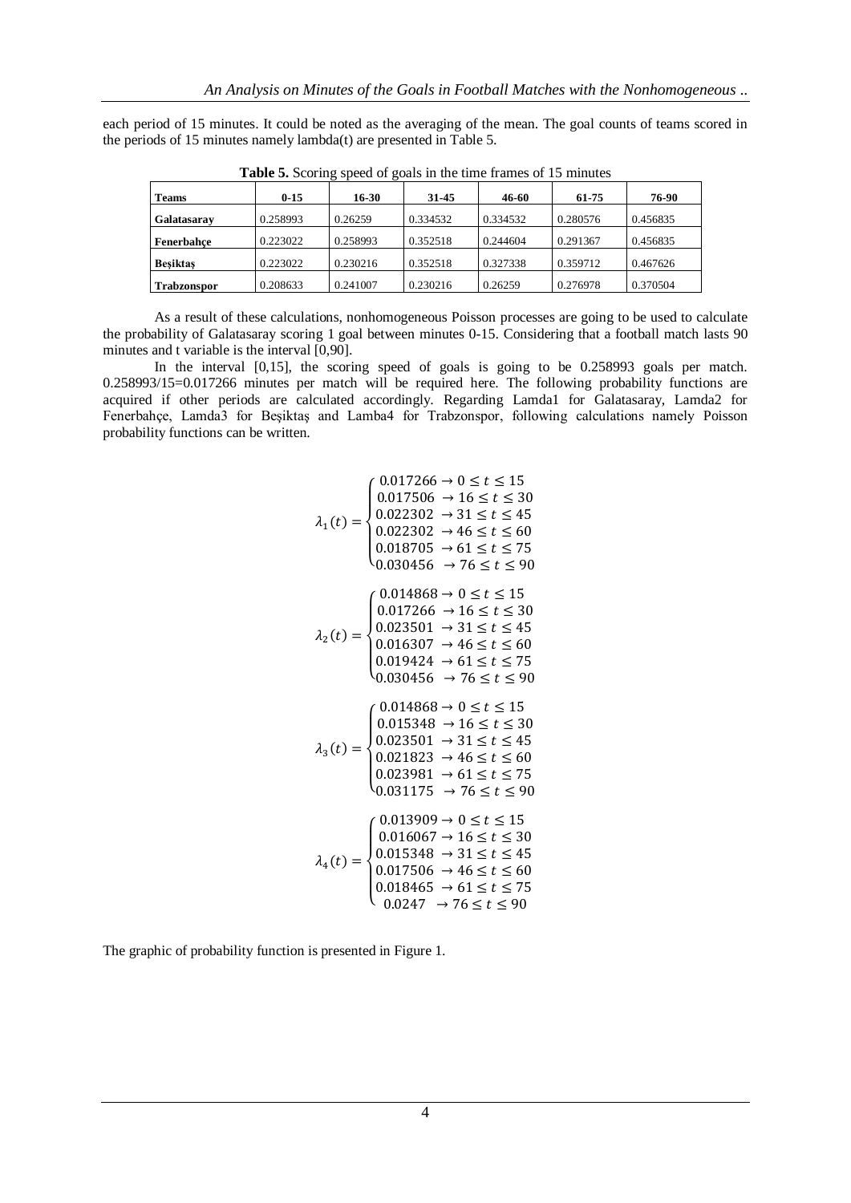each period of 15 minutes. It could be noted as the averaging of the mean. The goal counts of teams scored in the periods of 15 minutes namely lambda(t) are presented in Table 5.

**Table 5.** Scoring speed of goals in the time frames of 15 minutes

| Teams | 0-15 | 16-30 | 31-45 | 46-60 | 61-75 | 76-90 |
|---|---|---|---|---|---|---|
| Galatasaray | 0.258993 | 0.26259 | 0.334532 | 0.334532 | 0.280576 | 0.456835 |
| Fenerbahçe | 0.223022 | 0.258993 | 0.352518 | 0.244604 | 0.291367 | 0.456835 |
| Beşiktaş | 0.223022 | 0.230216 | 0.352518 | 0.327338 | 0.359712 | 0.467626 |
| Trabzonspor | 0.208633 | 0.241007 | 0.230216 | 0.26259 | 0.276978 | 0.370504 |

As a result of these calculations, nonhomogeneous Poisson processes are going to be used to calculate the probability of Galatasaray scoring 1 goal between minutes 0-15. Considering that a football match lasts 90 minutes and t variable is the interval [0,90].

In the interval [0,15], the scoring speed of goals is going to be 0.258993 goals per match. 0.258993/15=0.017266 minutes per match will be required here. The following probability functions are acquired if other periods are calculated accordingly. Regarding Lamda1 for Galatasaray, Lamda2 for Fenerbahçe, Lamda3 for Beşiktaş and Lamba4 for Trabzonspor, following calculations namely Poisson probability functions can be written.

$$\lambda_1(t) = \begin{cases} 0.017266 \rightarrow 0 \leq t \leq 15 \\ 0.017506 \rightarrow 16 \leq t \leq 30 \\ 0.022302 \rightarrow 31 \leq t \leq 45 \\ 0.022302 \rightarrow 46 \leq t \leq 60 \\ 0.018705 \rightarrow 61 \leq t \leq 75 \\ 0.030456 \rightarrow 76 \leq t \leq 90 \end{cases}$$

$$\lambda_2(t) = \begin{cases} 0.014868 \rightarrow 0 \leq t \leq 15 \\ 0.017266 \rightarrow 16 \leq t \leq 30 \\ 0.023501 \rightarrow 31 \leq t \leq 45 \\ 0.016307 \rightarrow 46 \leq t \leq 60 \\ 0.019424 \rightarrow 61 \leq t \leq 75 \\ 0.030456 \rightarrow 76 \leq t \leq 90 \end{cases}$$

$$\lambda_3(t) = \begin{cases} 0.014868 \rightarrow 0 \leq t \leq 15 \\ 0.015348 \rightarrow 16 \leq t \leq 30 \\ 0.023501 \rightarrow 31 \leq t \leq 45 \\ 0.021823 \rightarrow 46 \leq t \leq 60 \\ 0.023981 \rightarrow 61 \leq t \leq 75 \\ 0.031175 \rightarrow 76 \leq t \leq 90 \end{cases}$$

$$\lambda_4(t) = \begin{cases} 0.013909 \rightarrow 0 \leq t \leq 15 \\ 0.016067 \rightarrow 16 \leq t \leq 30 \\ 0.015348 \rightarrow 31 \leq t \leq 45 \\ 0.017506 \rightarrow 46 \leq t \leq 60 \\ 0.018465 \rightarrow 61 \leq t \leq 75 \\ 0.0247 \rightarrow 76 \leq t \leq 90 \end{cases}$$

The graphic of probability function is presented in Figure 1.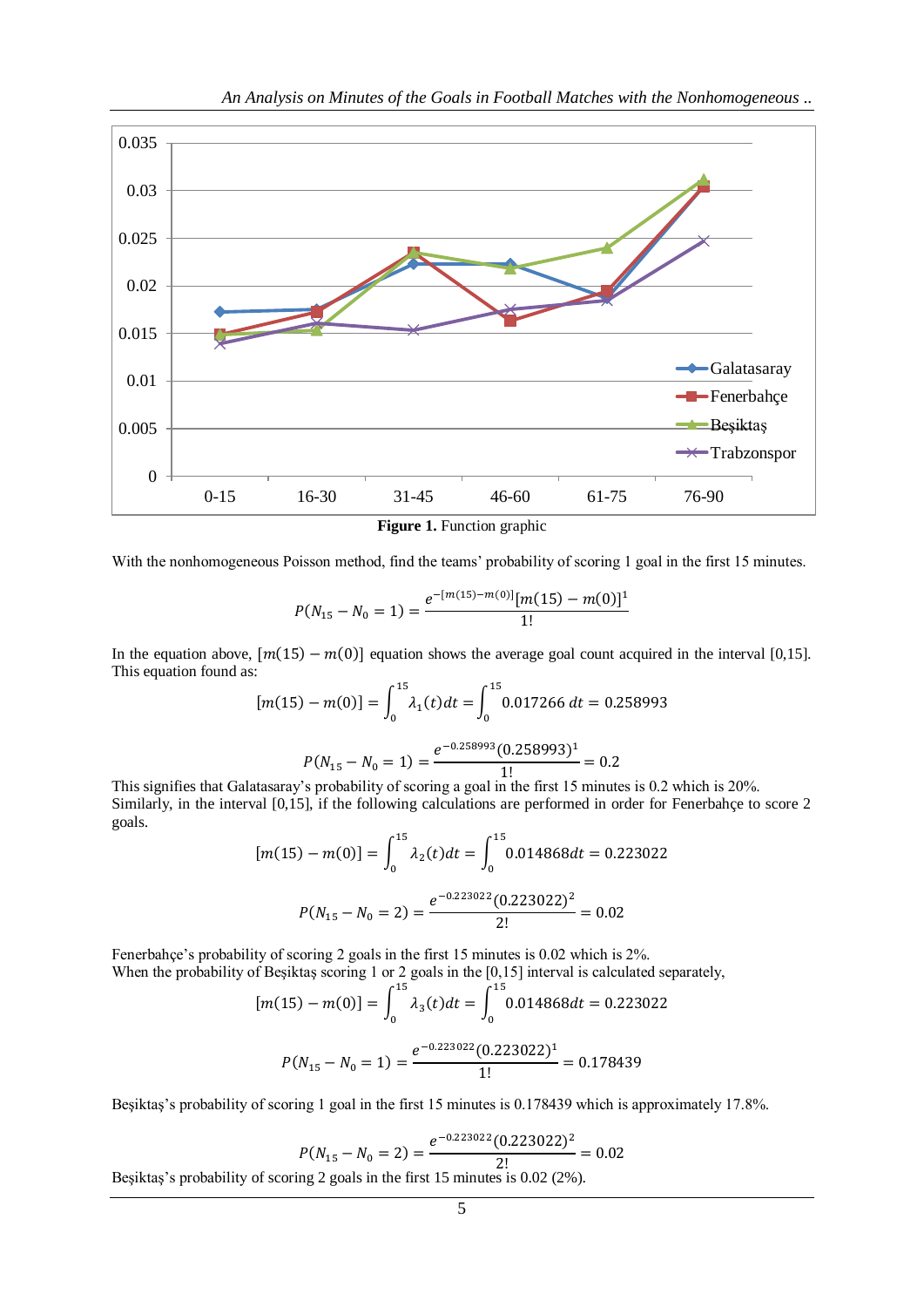Figure 1. Function graphic

With the nonhomogeneous Poisson method, find the teams' probability of scoring 1 goal in the first 15 minutes.

$$P(N_{15} - N_0 = 1) = \frac{e^{-[m(15)-m(0)]}[m(15) - m(0)]^1}{1!}$$

In the equation above, $[m(15) - m(0)]$ equation shows the average goal count acquired in the interval [0,15]. This equation found as:

$$[m(15) - m(0)] = \int_0^{15} \lambda_1(t)dt = \int_0^{15} 0.017266\, dt = 0.258993$$

$$P(N_{15} - N_0 = 1) = \frac{e^{-0.258993}(0.258993)^1}{1!} = 0.2$$

This signifies that Galatasaray's probability of scoring a goal in the first 15 minutes is 0.2 which is 20%. Similarly, in the interval [0,15], if the following calculations are performed in order for Fenerbahçe to score 2 goals.

$$[m(15) - m(0)] = \int_0^{15} \lambda_2(t)dt = \int_0^{15} 0.014868dt = 0.223022$$

$$P(N_{15} - N_0 = 2) = \frac{e^{-0.223022}(0.223022)^2}{2!} = 0.02$$

Fenerbahçe's probability of scoring 2 goals in the first 15 minutes is 0.02 which is 2%.
When the probability of Beşiktaş scoring 1 or 2 goals in the [0,15] interval is calculated separately,

$$[m(15) - m(0)] = \int_0^{15} \lambda_3(t)dt = \int_0^{15} 0.014868dt = 0.223022$$

$$P(N_{15} - N_0 = 1) = \frac{e^{-0.223022}(0.223022)^1}{1!} = 0.178439$$

Beşiktaş's probability of scoring 1 goal in the first 15 minutes is 0.178439 which is approximately 17.8%.

$$P(N_{15} - N_0 = 2) = \frac{e^{-0.223022}(0.223022)^2}{2!} = 0.02$$

Beşiktaş's probability of scoring 2 goals in the first 15 minutes is 0.02 (2%).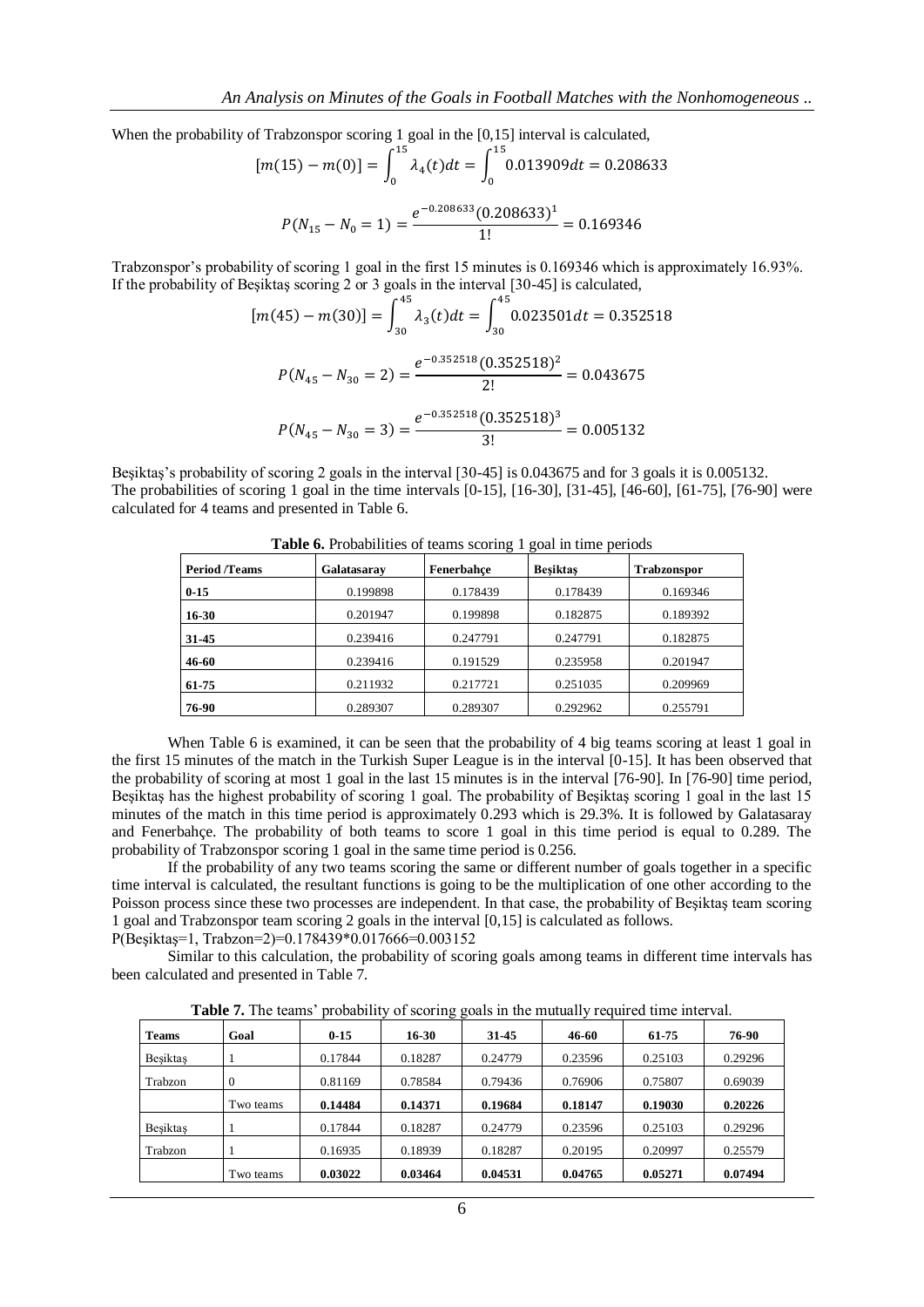When the probability of Trabzonspor scoring 1 goal in the [0,15] interval is calculated,

$$[m(15) - m(0)] = \int_0^{15} \lambda_4(t)dt = \int_0^{15} 0.013909dt = 0.208633$$

$$P(N_{15} - N_0 = 1) = \frac{e^{-0.208633}(0.208633)^1}{1!} = 0.169346$$

Trabzonspor's probability of scoring 1 goal in the first 15 minutes is 0.169346 which is approximately 16.93%. If the probability of Beşiktaş scoring 2 or 3 goals in the interval [30-45] is calculated,

$$[m(45) - m(30)] = \int_{30}^{45} \lambda_3(t)dt = \int_{30}^{45} 0.023501dt = 0.352518$$

$$P(N_{45} - N_{30} = 2) = \frac{e^{-0.352518}(0.352518)^2}{2!} = 0.043675$$

$$P(N_{45} - N_{30} = 3) = \frac{e^{-0.352518}(0.352518)^3}{3!} = 0.005132$$

Beşiktaş's probability of scoring 2 goals in the interval [30-45] is 0.043675 and for 3 goals it is 0.005132. The probabilities of scoring 1 goal in the time intervals [0-15], [16-30], [31-45], [46-60], [61-75], [76-90] were calculated for 4 teams and presented in Table 6.

**Table 6.** Probabilities of teams scoring 1 goal in time periods

| Period /Teams | Galatasaray | Fenerbahçe | Beşiktaş | Trabzonspor |
|---|---|---|---|---|
| **0-15** | 0.199898 | 0.178439 | 0.178439 | 0.169346 |
| **16-30** | 0.201947 | 0.199898 | 0.182875 | 0.189392 |
| **31-45** | 0.239416 | 0.247791 | 0.247791 | 0.182875 |
| **46-60** | 0.239416 | 0.191529 | 0.235958 | 0.201947 |
| **61-75** | 0.211932 | 0.217721 | 0.251035 | 0.209969 |
| **76-90** | 0.289307 | 0.289307 | 0.292962 | 0.255791 |

When Table 6 is examined, it can be seen that the probability of 4 big teams scoring at least 1 goal in the first 15 minutes of the match in the Turkish Super League is in the interval [0-15]. It has been observed that the probability of scoring at most 1 goal in the last 15 minutes is in the interval [76-90]. In [76-90] time period, Beşiktaş has the highest probability of scoring 1 goal. The probability of Beşiktaş scoring 1 goal in the last 15 minutes of the match in this time period is approximately 0.293 which is 29.3%. It is followed by Galatasaray and Fenerbahçe. The probability of both teams to score 1 goal in this time period is equal to 0.289. The probability of Trabzonspor scoring 1 goal in the same time period is 0.256.

If the probability of any two teams scoring the same or different number of goals together in a specific time interval is calculated, the resultant functions is going to be the multiplication of one other according to the Poisson process since these two processes are independent. In that case, the probability of Beşiktaş team scoring 1 goal and Trabzonspor team scoring 2 goals in the interval [0,15] is calculated as follows.

P(Beşiktaş=1, Trabzon=2)=0.178439*0.017666=0.003152

Similar to this calculation, the probability of scoring goals among teams in different time intervals has been calculated and presented in Table 7.

**Table 7.** The teams' probability of scoring goals in the mutually required time interval.

| Teams | Goal | 0-15 | 16-30 | 31-45 | 46-60 | 61-75 | 76-90 |
|---|---|---|---|---|---|---|---|
| Beşiktaş | 1 | 0.17844 | 0.18287 | 0.24779 | 0.23596 | 0.25103 | 0.29296 |
| Trabzon | 0 | 0.81169 | 0.78584 | 0.79436 | 0.76906 | 0.75807 | 0.69039 |
| | Two teams | **0.14484** | **0.14371** | **0.19684** | **0.18147** | **0.19030** | **0.20226** |
| Beşiktaş | 1 | 0.17844 | 0.18287 | 0.24779 | 0.23596 | 0.25103 | 0.29296 |
| Trabzon | 1 | 0.16935 | 0.18939 | 0.18287 | 0.20195 | 0.20997 | 0.25579 |
| | Two teams | **0.03022** | **0.03464** | **0.04531** | **0.04765** | **0.05271** | **0.07494** |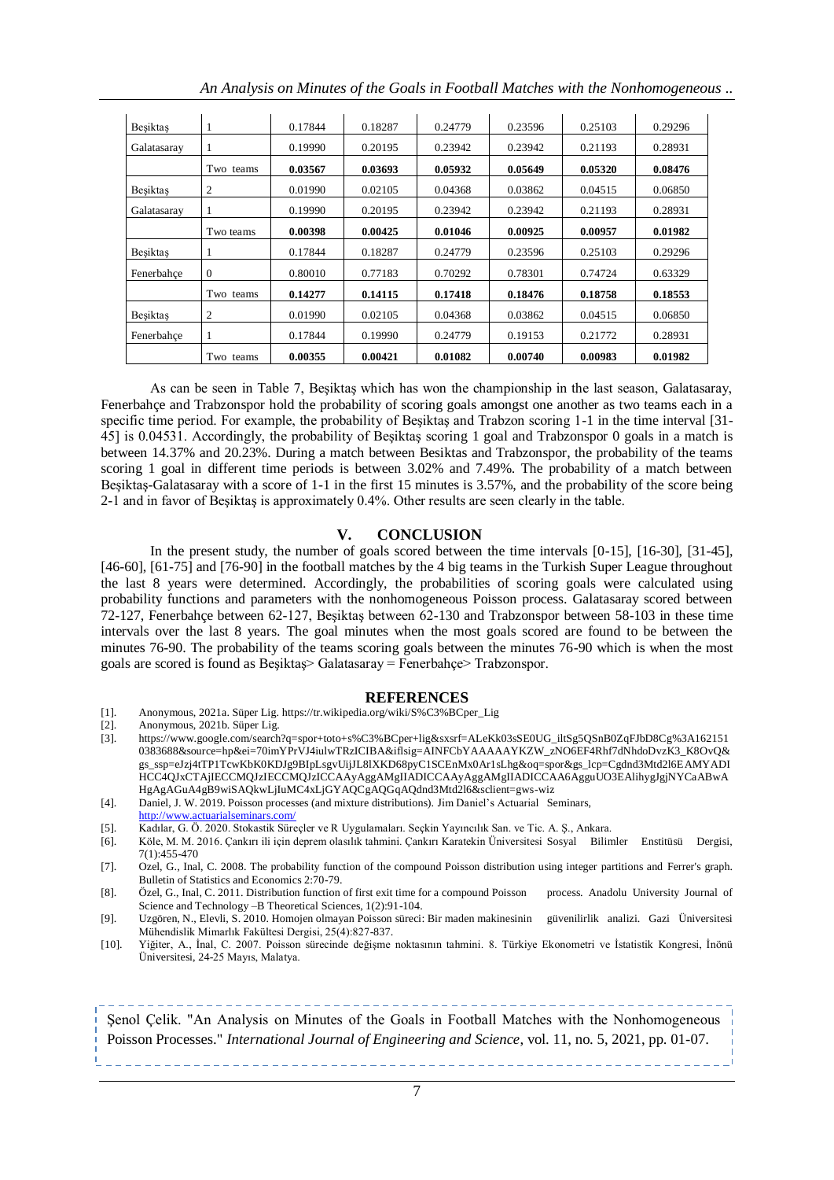| | | | | | | | |
|---|---|---|---|---|---|---|---|
| Beşiktaş | 1 | 0.17844 | 0.18287 | 0.24779 | 0.23596 | 0.25103 | 0.29296 |
| Galatasaray | 1 | 0.19990 | 0.20195 | 0.23942 | 0.23942 | 0.21193 | 0.28931 |
| | Two teams | **0.03567** | **0.03693** | **0.05932** | **0.05649** | **0.05320** | **0.08476** |
| Beşiktaş | 2 | 0.01990 | 0.02105 | 0.04368 | 0.03862 | 0.04515 | 0.06850 |
| Galatasaray | 1 | 0.19990 | 0.20195 | 0.23942 | 0.23942 | 0.21193 | 0.28931 |
| | Two teams | **0.00398** | **0.00425** | **0.01046** | **0.00925** | **0.00957** | **0.01982** |
| Beşiktaş | 1 | 0.17844 | 0.18287 | 0.24779 | 0.23596 | 0.25103 | 0.29296 |
| Fenerbahçe | 0 | 0.80010 | 0.77183 | 0.70292 | 0.78301 | 0.74724 | 0.63329 |
| | Two teams | **0.14277** | **0.14115** | **0.17418** | **0.18476** | **0.18758** | **0.18553** |
| Beşiktaş | 2 | 0.01990 | 0.02105 | 0.04368 | 0.03862 | 0.04515 | 0.06850 |
| Fenerbahçe | 1 | 0.17844 | 0.19990 | 0.24779 | 0.19153 | 0.21772 | 0.28931 |
| | Two teams | **0.00355** | **0.00421** | **0.01082** | **0.00740** | **0.00983** | **0.01982** |

As can be seen in Table 7, Beşiktaş which has won the championship in the last season, Galatasaray, Fenerbahçe and Trabzonspor hold the probability of scoring goals amongst one another as two teams each in a specific time period. For example, the probability of Beşiktaş and Trabzon scoring 1-1 in the time interval [31-45] is 0.04531. Accordingly, the probability of Beşiktaş scoring 1 goal and Trabzonspor 0 goals in a match is between 14.37% and 20.23%. During a match between Besiktas and Trabzonspor, the probability of the teams scoring 1 goal in different time periods is between 3.02% and 7.49%. The probability of a match between Beşiktaş-Galatasaray with a score of 1-1 in the first 15 minutes is 3.57%, and the probability of the score being 2-1 and in favor of Beşiktaş is approximately 0.4%. Other results are seen clearly in the table.

## V. CONCLUSION

In the present study, the number of goals scored between the time intervals [0-15], [16-30], [31-45], [46-60], [61-75] and [76-90] in the football matches by the 4 big teams in the Turkish Super League throughout the last 8 years were determined. Accordingly, the probabilities of scoring goals were calculated using probability functions and parameters with the nonhomogeneous Poisson process. Galatasaray scored between 72-127, Fenerbahçe between 62-127, Beşiktaş between 62-130 and Trabzonspor between 58-103 in these time intervals over the last 8 years. The goal minutes when the most goals scored are found to be between the minutes 76-90. The probability of the teams scoring goals between the minutes 76-90 which is when the most goals are scored is found as Beşiktaş> Galatasaray = Fenerbahçe> Trabzonspor.

## REFERENCES

[1]. Anonymous, 2021a. Süper Lig. https://tr.wikipedia.org/wiki/S%C3%BCper_Lig

[2]. Anonymous, 2021b. Süper Lig.

[3]. https://www.google.com/search?q=spor+toto+s%C3%BCper+lig&sxsrf=ALeKk03sSE0UG_iltSg5QSnB0ZqFJbD8Cg%3A1621510383688&source=hp&ei=70imYPrVJ4iulwTRzICIBA&iflsig=AINFCbYAAAAAYKZW_zNO6EF4Rhf7dNhdoDvzK3_K8OvQ&gs_ssp=eJzj4tTP1TcwKbK0KDJg9BIpLsgvUijJL8lXKD68pyC1SCEnMx0Ar1sLhg&oq=spor&gs_lcp=Cgdnd3Mtd2l6EAMYADIHCC4QJxCTAjIECCMQJzIECCMQJzICCAAyAggAMgIIADICCAAyAggAMgIIADICCAA6AgguUO3EAlihygJgjNYCaABwAHgAgAGuA4gB9wiSAQkwLjIuMC4xLjGYAQCgAQGqAQdnd3Mtd2l6&sclient=gws-wiz

[4]. Daniel, J. W. 2019. Poisson processes (and mixture distributions). Jim Daniel's Actuarial Seminars, http://www.actuarialseminars.com/

[5]. Kadılar, G. Ö. 2020. Stokastik Süreçler ve R Uygulamaları. Seçkin Yayıncılık San. ve Tic. A. Ş., Ankara.

[6]. Köle, M. M. 2016. Çankırı ili için deprem olasılık tahmini. Çankırı Karatekin Üniversitesi Sosyal Bilimler Enstitüsü Dergisi, 7(1):455-470

[7]. Ozel, G., Inal, C. 2008. The probability function of the compound Poisson distribution using integer partitions and Ferrer's graph. Bulletin of Statistics and Economics 2:70-79.

[8]. Özel, G., Inal, C. 2011. Distribution function of first exit time for a compound Poisson process. Anadolu University Journal of Science and Technology –B Theoretical Sciences, 1(2):91-104.

[9]. Uzgören, N., Elevli, S. 2010. Homojen olmayan Poisson süreci: Bir maden makinesinin güvenilirlik analizi. Gazi Üniversitesi Mühendislik Mimarlık Fakültesi Dergisi, 25(4):827-837.

[10]. Yiğiter, A., İnal, C. 2007. Poisson sürecinde değişme noktasının tahmini. 8. Türkiye Ekonometri ve İstatistik Kongresi, İnönü Üniversitesi, 24-25 Mayıs, Malatya.

Şenol Çelik. "An Analysis on Minutes of the Goals in Football Matches with the Nonhomogeneous Poisson Processes." *International Journal of Engineering and Science*, vol. 11, no. 5, 2021, pp. 01-07.